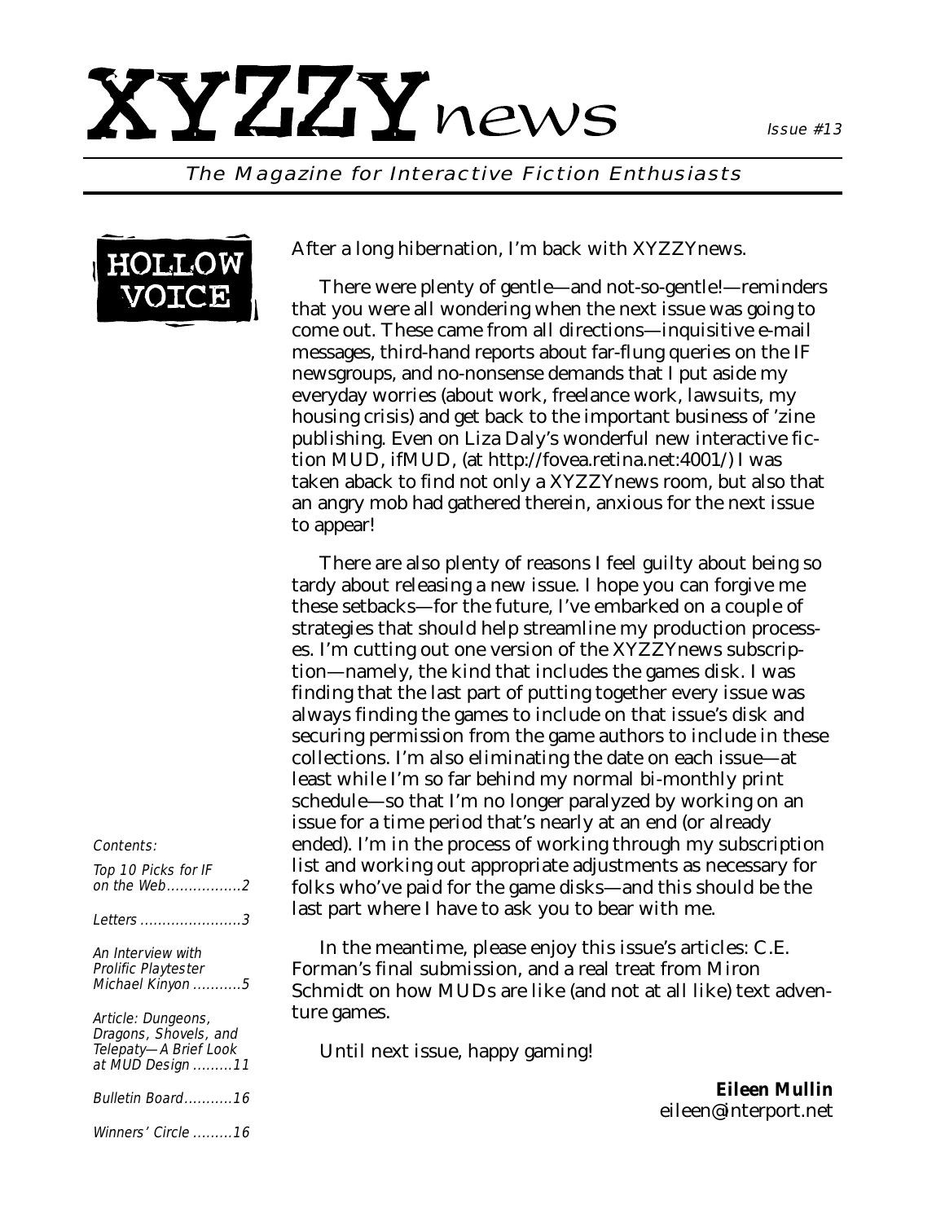# XYZZYnews

Issue #13

*The Magazine for Interactive Fiction Enthusiasts*

## HOLLOW VOICE

After a long hibernation, I'm back with XYZZYnews.

There were plenty of gentle—and not-so-gentle!—reminders that you were all wondering when the next issue was going to come out. These came from all directions—inquisitive e-mail messages, third-hand reports about far-flung queries on the IF newsgroups, and no-nonsense demands that I put aside my everyday worries (about work, freelance work, lawsuits, my housing crisis) and get back to the important business of 'zine publishing. Even on Liza Daly's wonderful new interactive fiction MUD, ifMUD, (at http://fovea.retina.net:4001/) I was taken aback to find not only a XYZZYnews room, but also that an angry mob had gathered therein, anxious for the next issue to appear!

There are also plenty of reasons I feel guilty about being so tardy about releasing a new issue. I hope you can forgive me these setbacks—for the future, I've embarked on a couple of strategies that should help streamline my production processes. I'm cutting out one version of the XYZZYnews subscription—namely, the kind that includes the games disk. I was finding that the last part of putting together every issue was always finding the games to include on that issue's disk and securing permission from the game authors to include in these collections. I'm also eliminating the date on each issue—at least while I'm so far behind my normal bi-monthly print schedule—so that I'm no longer paralyzed by working on an issue for a time period that's nearly at an end (or already ended). I'm in the process of working through my subscription list and working out appropriate adjustments as necessary for folks who've paid for the game disks—and this should be the last part where I have to ask you to bear with me.

In the meantime, please enjoy this issue's articles: C.E. Forman's final submission, and a real treat from Miron Schmidt on how MUDs are like (and not at all like) text adventure games.

Until next issue, happy gaming!

**Eileen Mullin**
eileen@interport.net

*Contents:*

*Top 10 Picks for IF on the Web.................2*

*Letters.......................3*

*An Interview with Prolific Playtester Michael Kinyon...........5*

*Article: Dungeons, Dragons, Shovels, and Telepathy—A Brief Look at MUD Design.........11*

*Bulletin Board...........16*

*Winners' Circle.........16*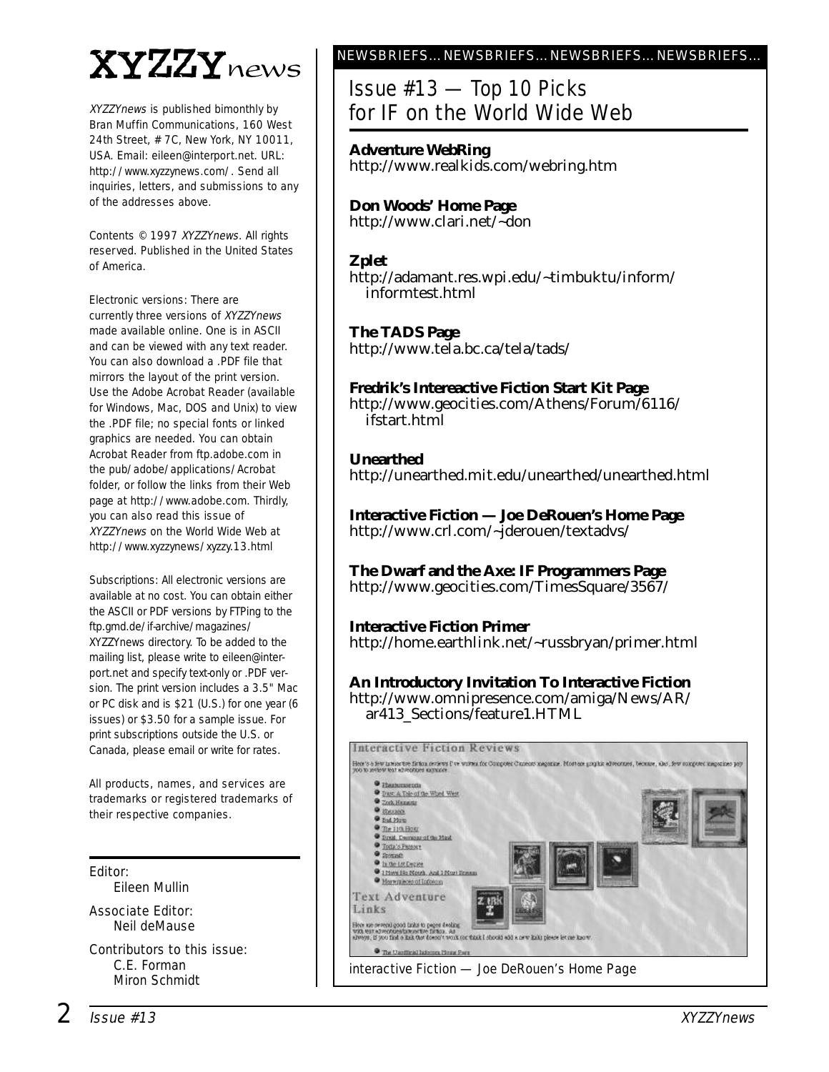# XYZZYnews

*XYZZYnews* is published bimonthly by Bran Muffin Communications, 160 West 24th Street, # 7C, New York, NY 10011, USA. Email: eileen@interport.net. URL: http://www.xyzzynews.com/. Send all inquiries, letters, and submissions to any of the addresses above.

Contents © 1997 *XYZZYnews*. All rights reserved. Published in the United States of America.

Electronic versions: There are currently three versions of *XYZZYnews* made available online. One is in ASCII and can be viewed with any text reader. You can also download a .PDF file that mirrors the layout of the print version. Use the Adobe Acrobat Reader (available for Windows, Mac, DOS and Unix) to view the .PDF file; no special fonts or linked graphics are needed. You can obtain Acrobat Reader from ftp.adobe.com in the pub/adobe/applications/Acrobat folder, or follow the links from their Web page at http://www.adobe.com. Thirdly, you can also read this issue of *XYZZYnews* on the World Wide Web at http://www.xyzzynews/xyzzy.13.html

Subscriptions: All electronic versions are available at no cost. You can obtain either the ASCII or PDF versions by FTPing to the ftp.gmd.de/if-archive/magazines/XYZZYnews directory. To be added to the mailing list, please write to eileen@interport.net and specify text-only or .PDF version. The print version includes a 3.5" Mac or PC disk and is $21 (U.S.) for one year (6 issues) or $3.50 for a sample issue. For print subscriptions outside the U.S. or Canada, please email or write for rates.

All products, names, and services are trademarks or registered trademarks of their respective companies.

Editor:
Eileen Mullin

Associate Editor:
Neil deMause

Contributors to this issue:
C.E. Forman
Miron Schmidt

NEWSBRIEFS... NEWSBRIEFS... NEWSBRIEFS... NEWSBRIEFS...

## Issue #13 — Top 10 Picks for IF on the World Wide Web

**Adventure WebRing**
http://www.realkids.com/webring.htm

**Don Woods' Home Page**
http://www.clari.net/~don

**Zplet**
http://adamant.res.wpi.edu/~timbuktu/inform/informtest.html

**The TADS Page**
http://www.tela.bc.ca/tela/tads/

**Fredrik's Intereactive Fiction Start Kit Page**
http://www.geocities.com/Athens/Forum/6116/ifstart.html

**Unearthed**
http://unearthed.mit.edu/unearthed/unearthed.html

**Interactive Fiction — Joe DeRouen's Home Page**
http://www.crl.com/~jderouen/textadvs/

**The Dwarf and the Axe: IF Programmers Page**
http://www.geocities.com/TimesSquare/3567/

**Interactive Fiction Primer**
http://home.earthlink.net/~russbryan/primer.html

**An Introductory Invitation To Interactive Fiction**
http://www.omnipresence.com/amiga/News/AR/ar413_Sections/feature1.HTML

interactive Fiction — Joe DeRouen's Home Page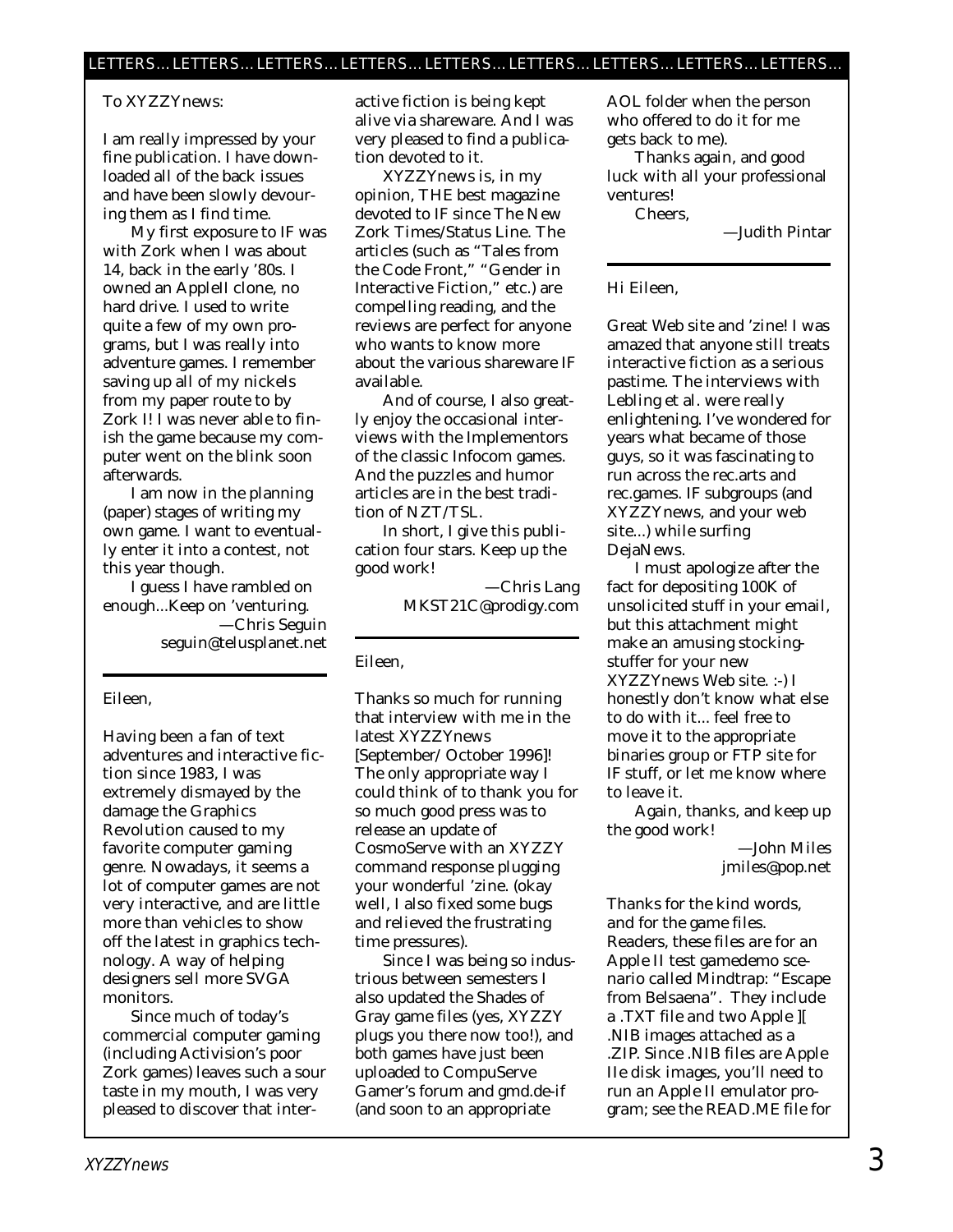## LETTERS…LETTERS…LETTERS…LETTERS…LETTERS…LETTERS…LETTERS…LETTERS…LETTERS…

To XYZZYnews:

I am really impressed by your fine publication. I have downloaded all of the back issues and have been slowly devouring them as I find time.

My first exposure to IF was with Zork when I was about 14, back in the early '80s. I owned an AppleII clone, no hard drive. I used to write quite a few of my own programs, but I was really into adventure games. I remember saving up all of my nickels from my paper route to by Zork I! I was never able to finish the game because my computer went on the blink soon afterwards.

I am now in the planning (paper) stages of writing my own game. I want to eventually enter it into a contest, not this year though.

I guess I have rambled on enough...Keep on 'venturing.

—Chris Seguin
seguin@telusplanet.net

---

Eileen,

Having been a fan of text adventures and interactive fiction since 1983, I was extremely dismayed by the damage the Graphics Revolution caused to my favorite computer gaming genre. Nowadays, it seems a lot of computer games are not very interactive, and are little more than vehicles to show off the latest in graphics technology. A way of helping designers sell more SVGA monitors.

Since much of today's commercial computer gaming (including Activision's poor Zork games) leaves such a sour taste in my mouth, I was very pleased to discover that interactive fiction is being kept alive via shareware. And I was very pleased to find a publication devoted to it.

XYZZYnews is, in my opinion, THE best magazine devoted to IF since The New Zork Times/Status Line. The articles (such as "Tales from the Code Front," "Gender in Interactive Fiction," etc.) are compelling reading, and the reviews are perfect for anyone who wants to know more about the various shareware IF available.

And of course, I also greatly enjoy the occasional interviews with the Implementors of the classic Infocom games. And the puzzles and humor articles are in the best tradition of NZT/TSL.

In short, I give this publication four stars. Keep up the good work!

—Chris Lang
MKST21C@prodigy.com

---

Eileen,

Thanks so much for running that interview with me in the latest XYZZYnews [September/ October 1996]! The only appropriate way I could think of to thank you for so much good press was to release an update of CosmoServe with an XYZZY command response plugging your wonderful 'zine. (okay well, I also fixed some bugs and relieved the frustrating time pressures).

Since I was being so industrious between semesters I also updated the Shades of Gray game files (yes, XYZZY plugs you there now too!), and both games have just been uploaded to CompuServe Gamer's forum and gmd.de-if (and soon to an appropriate AOL folder when the person who offered to do it for me gets back to me).

Thanks again, and good luck with all your professional ventures!

Cheers,

—Judith Pintar

---

Hi Eileen,

Great Web site and 'zine! I was amazed that anyone still treats interactive fiction as a serious pastime. The interviews with Lebling et al. were really enlightening. I've wondered for years what became of those guys, so it was fascinating to run across the rec.arts and rec.games. IF subgroups (and XYZZYnews, and your web site...) while surfing DejaNews.

I must apologize after the fact for depositing 100K of unsolicited stuff in your email, but this attachment might make an amusing stocking-stuffer for your new XYZZYnews Web site. :-) I honestly don't know what else to do with it... feel free to move it to the appropriate binaries group or FTP site for IF stuff, or let me know where to leave it.

Again, thanks, and keep up the good work!

—John Miles
jmiles@pop.net

Thanks for the kind words, and for the game files. Readers, these files are for an Apple II test gamedemo scenario called Mindtrap: "Escape from Belsaena". They include a .TXT file and two Apple ][ .NIB images attached as a .ZIP. Since .NIB files are Apple IIe disk images, you'll need to run an Apple II emulator program; see the READ.ME file for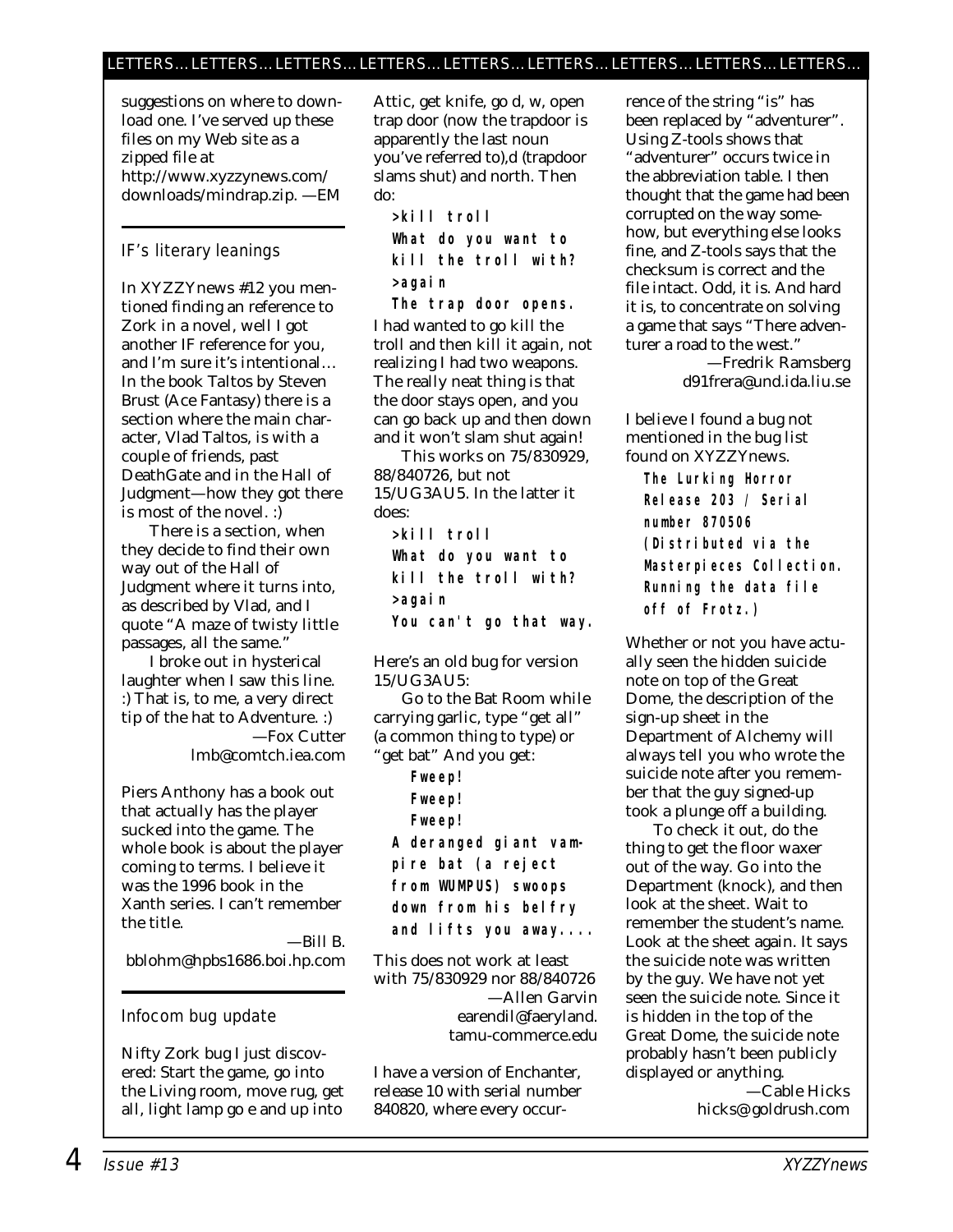suggestions on where to download one. I've served up these files on my Web site as a zipped file at http://www.xyzzynews.com/downloads/mindrap.zip. —EM

### IF's literary leanings

In XYZZYnews #12 you mentioned finding an reference to Zork in a novel, well I got another IF reference for you, and I'm sure it's intentional… In the book Taltos by Steven Brust (Ace Fantasy) there is a section where the main character, Vlad Taltos, is with a couple of friends, past DeathGate and in the Hall of Judgment—how they got there is most of the novel. :)

There is a section, when they decide to find their own way out of the Hall of Judgment where it turns into, as described by Vlad, and I quote "A maze of twisty little passages, all the same."

I broke out in hysterical laughter when I saw this line. :) That is, to me, a very direct tip of the hat to Adventure. :)

—Fox Cutter
lmb@comtch.iea.com

Piers Anthony has a book out that actually has the player sucked into the game. The whole book is about the player coming to terms. I believe it was the 1996 book in the Xanth series. I can't remember the title.

—Bill B.
bblohm@hpbs1686.boi.hp.com

### Infocom bug update

Nifty Zork bug I just discovered: Start the game, go into the Living room, move rug, get all, light lamp go e and up into Attic, get knife, go d, w, open trap door (now the trapdoor is apparently the last noun you've referred to),d (trapdoor slams shut) and north. Then do:

```
>kill troll
What do you want to
kill the troll with?
>again
The trap door opens.
```

I had wanted to go kill the troll and then kill it again, not realizing I had two weapons. The really neat thing is that the door stays open, and you can go back up and then down and it won't slam shut again!

This works on 75/830929, 88/840726, but not 15/UG3AU5. In the latter it does:

```
>kill troll
What do you want to
kill the troll with?
>again
You can't go that way.
```

Here's an old bug for version 15/UG3AU5:

Go to the Bat Room while carrying garlic, type "get all" (a common thing to type) or "get bat" And you get:

```
   Fweep!
   Fweep!
   Fweep!
A deranged giant vampire bat (a reject
from WUMPUS) swoops
down from his belfry
and lifts you away....
```

This does not work at least with 75/830929 nor 88/840726

—Allen Garvin
earendil@faeryland.tamu-commerce.edu

I have a version of Enchanter, release 10 with serial number 840820, where every occurrence of the string "is" has been replaced by "adventurer". Using Z-tools shows that "adventurer" occurs twice in the abbreviation table. I then thought that the game had been corrupted on the way somehow, but everything else looks fine, and Z-tools says that the checksum is correct and the file intact. Odd, it is. And hard it is, to concentrate on solving a game that says "There adventurer a road to the west."

—Fredrik Ramsberg
d91frera@und.ida.liu.se

I believe I found a bug not mentioned in the bug list found on XYZZYnews.

```
The Lurking Horror
Release 203 / Serial
number 870506
(Distributed via the
Masterpieces Collection.
Running the data file
off of Frotz.)
```

Whether or not you have actually seen the hidden suicide note on top of the Great Dome, the description of the sign-up sheet in the Department of Alchemy will always tell you who wrote the suicide note after you remember that the guy signed-up took a plunge off a building.

To check it out, do the thing to get the floor waxer out of the way. Go into the Department (knock), and then look at the sheet. Wait to remember the student's name. Look at the sheet again. It says the suicide note was written by the guy. We have not yet seen the suicide note. Since it is hidden in the top of the Great Dome, the suicide note probably hasn't been publicly displayed or anything.

—Cable Hicks
hicks@goldrush.com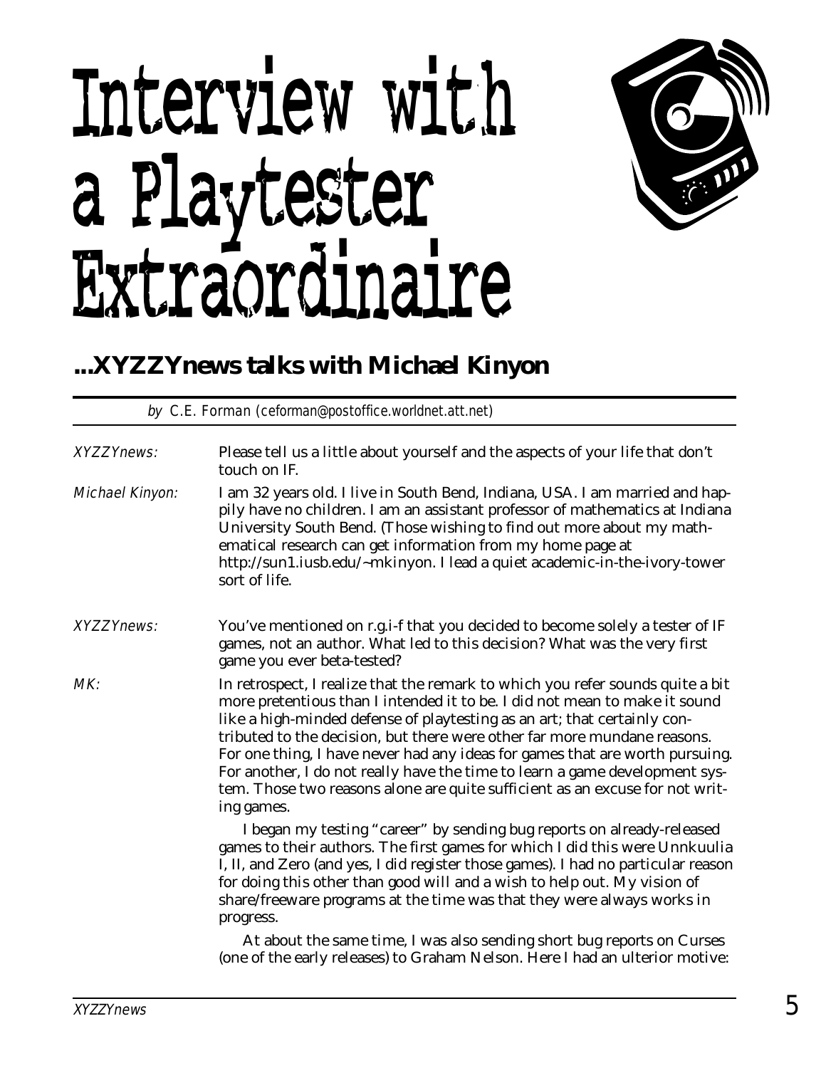# Interview with a Playtester Extraordinaire

## ...XYZZYnews talks with Michael Kinyon

*by C.E. Forman (ceforman@postoffice.worldnet.att.net)*

*XYZZYnews:* Please tell us a little about yourself and the aspects of your life that don't touch on IF.

*Michael Kinyon:* I am 32 years old. I live in South Bend, Indiana, USA. I am married and happily have no children. I am an assistant professor of mathematics at Indiana University South Bend. (Those wishing to find out more about my mathematical research can get information from my home page at http://sun1.iusb.edu/~mkinyon. I lead a quiet academic-in-the-ivory-tower sort of life.

*XYZZYnews:* You've mentioned on r.g.i-f that you decided to become solely a tester of IF games, not an author. What led to this decision? What was the very first game you ever beta-tested?

*MK:* In retrospect, I realize that the remark to which you refer sounds quite a bit more pretentious than I intended it to be. I did not mean to make it sound like a high-minded defense of playtesting as an art; that certainly contributed to the decision, but there were other far more mundane reasons. For one thing, I have never had any ideas for games that are worth pursuing. For another, I do not really have the time to learn a game development system. Those two reasons alone are quite sufficient as an excuse for not writing games.

I began my testing "career" by sending bug reports on already-released games to their authors. The first games for which I did this were Unnkuulia I, II, and Zero (and yes, I did register those games). I had no particular reason for doing this other than good will and a wish to help out. My vision of share/freeware programs at the time was that they were always works in progress.

At about the same time, I was also sending short bug reports on Curses (one of the early releases) to Graham Nelson. Here I had an ulterior motive: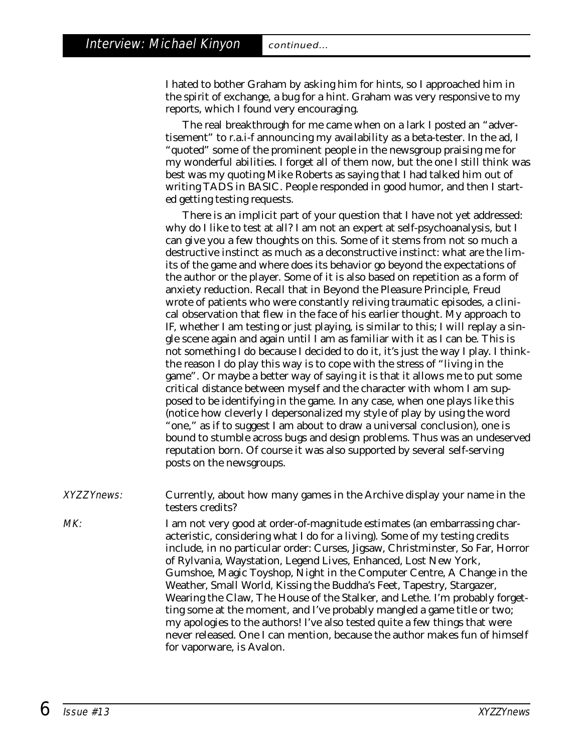I hated to bother Graham by asking him for hints, so I approached him in the spirit of exchange, a bug for a hint. Graham was very responsive to my reports, which I found very encouraging.

The real breakthrough for me came when on a lark I posted an "advertisement" to r.a.i-f announcing my availability as a beta-tester. In the ad, I "quoted" some of the prominent people in the newsgroup praising me for my wonderful abilities. I forget all of them now, but the one I still think was best was my quoting Mike Roberts as saying that I had talked him out of writing TADS in BASIC. People responded in good humor, and then I started getting testing requests.

There is an implicit part of your question that I have not yet addressed: why do I like to test at all? I am not an expert at self-psychoanalysis, but I can give you a few thoughts on this. Some of it stems from not so much a destructive instinct as much as a deconstructive instinct: what are the limits of the game and where does its behavior go beyond the expectations of the author or the player. Some of it is also based on repetition as a form of anxiety reduction. Recall that in Beyond the Pleasure Principle, Freud wrote of patients who were constantly reliving traumatic episodes, a clinical observation that flew in the face of his earlier thought. My approach to IF, whether I am testing or just playing, is similar to this; I will replay a single scene again and again until I am as familiar with it as I can be. This is not something I do because I decided to do it, it's just the way I play. I thinkthe reason I do play this way is to cope with the stress of "living in the game". Or maybe a better way of saying it is that it allows me to put some critical distance between myself and the character with whom I am supposed to be identifying in the game. In any case, when one plays like this (notice how cleverly I depersonalized my style of play by using the word "one," as if to suggest I am about to draw a universal conclusion), one is bound to stumble across bugs and design problems. Thus was an undeserved reputation born. Of course it was also supported by several self-serving posts on the newsgroups.

*XYZZYnews:* Currently, about how many games in the Archive display your name in the testers credits?

*MK:* I am not very good at order-of-magnitude estimates (an embarrassing characteristic, considering what I do for a living). Some of my testing credits include, in no particular order: Curses, Jigsaw, Christminster, So Far, Horror of Rylvania, Waystation, Legend Lives, Enhanced, Lost New York, Gumshoe, Magic Toyshop, Night in the Computer Centre, A Change in the Weather, Small World, Kissing the Buddha's Feet, Tapestry, Stargazer, Wearing the Claw, The House of the Stalker, and Lethe. I'm probably forgetting some at the moment, and I've probably mangled a game title or two; my apologies to the authors! I've also tested quite a few things that were never released. One I can mention, because the author makes fun of himself for vaporware, is Avalon.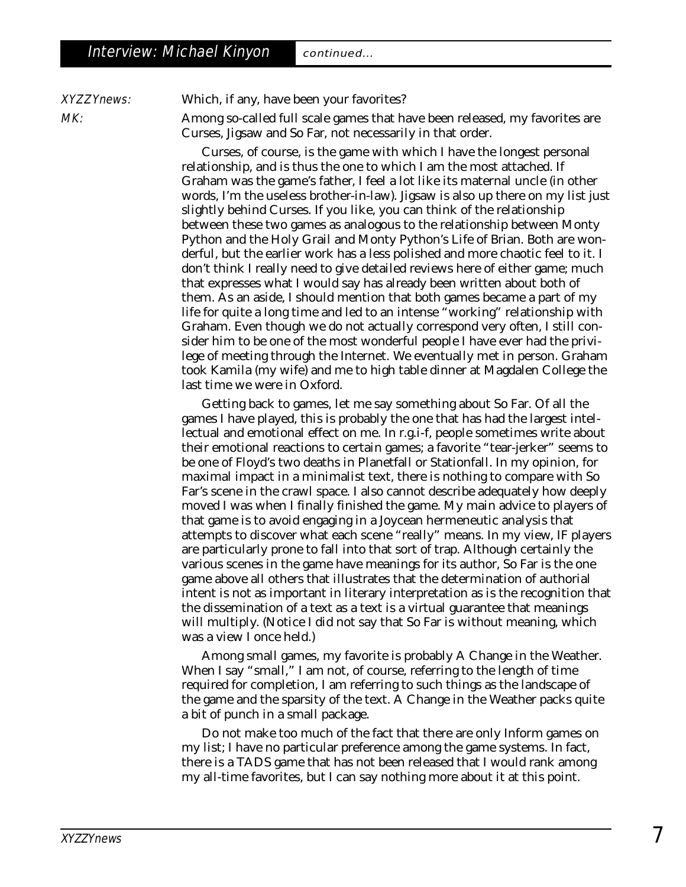**XYZZYnews:** Which, if any, have been your favorites?

**MK:** Among so-called full scale games that have been released, my favorites are Curses, Jigsaw and So Far, not necessarily in that order.

Curses, of course, is the game with which I have the longest personal relationship, and is thus the one to which I am the most attached. If Graham was the game's father, I feel a lot like its maternal uncle (in other words, I'm the useless brother-in-law). Jigsaw is also up there on my list just slightly behind Curses. If you like, you can think of the relationship between these two games as analogous to the relationship between Monty Python and the Holy Grail and Monty Python's Life of Brian. Both are wonderful, but the earlier work has a less polished and more chaotic feel to it. I don't think I really need to give detailed reviews here of either game; much that expresses what I would say has already been written about both of them. As an aside, I should mention that both games became a part of my life for quite a long time and led to an intense "working" relationship with Graham. Even though we do not actually correspond very often, I still consider him to be one of the most wonderful people I have ever had the privilege of meeting through the Internet. We eventually met in person. Graham took Kamila (my wife) and me to high table dinner at Magdalen College the last time we were in Oxford.

Getting back to games, let me say something about So Far. Of all the games I have played, this is probably the one that has had the largest intellectual and emotional effect on me. In r.g.i-f, people sometimes write about their emotional reactions to certain games; a favorite "tear-jerker" seems to be one of Floyd's two deaths in Planetfall or Stationfall. In my opinion, for maximal impact in a minimalist text, there is nothing to compare with So Far's scene in the crawl space. I also cannot describe adequately how deeply moved I was when I finally finished the game. My main advice to players of that game is to avoid engaging in a Joycean hermeneutic analysis that attempts to discover what each scene "really" means. In my view, IF players are particularly prone to fall into that sort of trap. Although certainly the various scenes in the game have meanings for its author, So Far is the one game above all others that illustrates that the determination of authorial intent is not as important in literary interpretation as is the recognition that the dissemination of a text as a text is a virtual guarantee that meanings will multiply. (Notice I did not say that So Far is without meaning, which was a view I once held.)

Among small games, my favorite is probably A Change in the Weather. When I say "small," I am not, of course, referring to the length of time required for completion, I am referring to such things as the landscape of the game and the sparsity of the text. A Change in the Weather packs quite a bit of punch in a small package.

Do not make too much of the fact that there are only Inform games on my list; I have no particular preference among the game systems. In fact, there is a TADS game that has not been released that I would rank among my all-time favorites, but I can say nothing more about it at this point.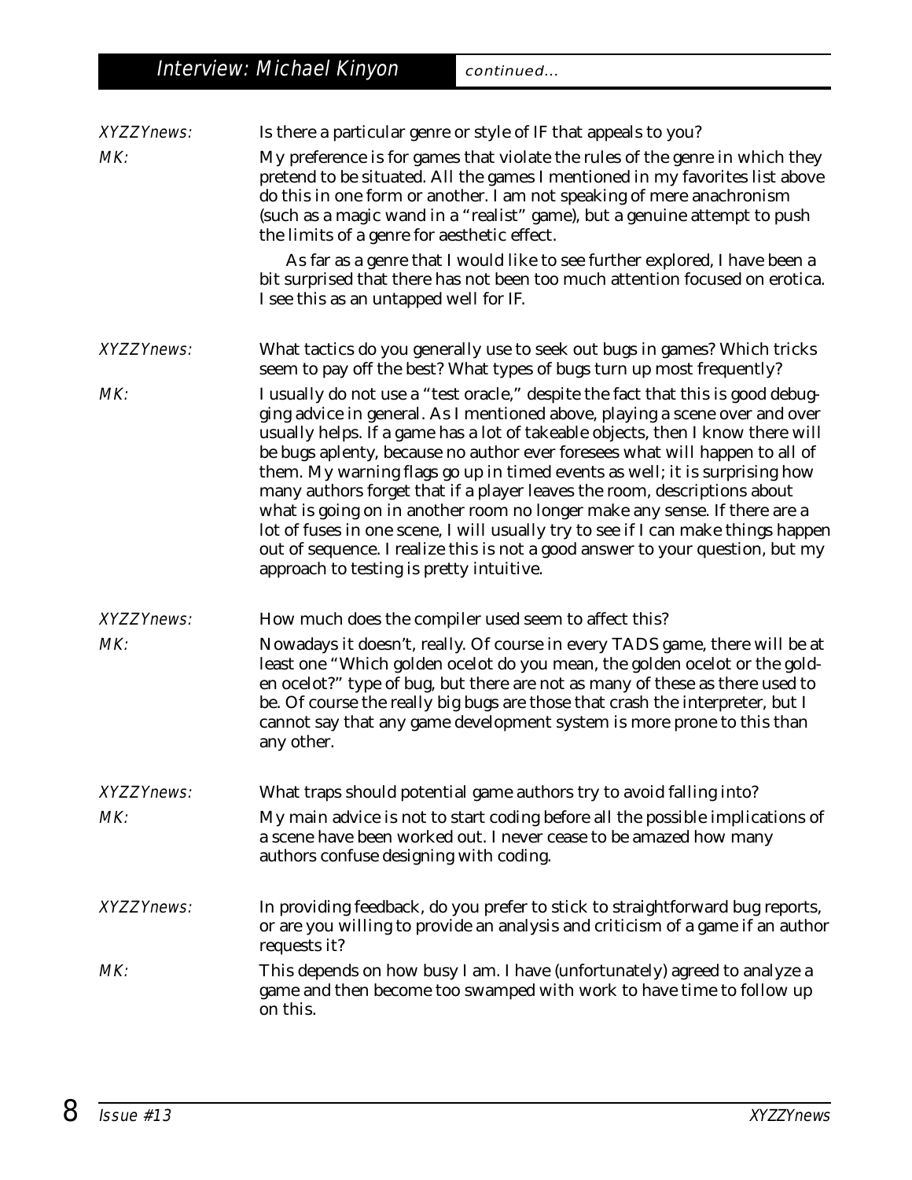## Interview: Michael Kinyon *continued...*

*XYZZYnews:* Is there a particular genre or style of IF that appeals to you?

*MK:* My preference is for games that violate the rules of the genre in which they pretend to be situated. All the games I mentioned in my favorites list above do this in one form or another. I am not speaking of mere anachronism (such as a magic wand in a "realist" game), but a genuine attempt to push the limits of a genre for aesthetic effect.

As far as a genre that I would like to see further explored, I have been a bit surprised that there has not been too much attention focused on erotica. I see this as an untapped well for IF.

*XYZZYnews:* What tactics do you generally use to seek out bugs in games? Which tricks seem to pay off the best? What types of bugs turn up most frequently?

*MK:* I usually do not use a "test oracle," despite the fact that this is good debugging advice in general. As I mentioned above, playing a scene over and over usually helps. If a game has a lot of takeable objects, then I know there will be bugs aplenty, because no author ever foresees what will happen to all of them. My warning flags go up in timed events as well; it is surprising how many authors forget that if a player leaves the room, descriptions about what is going on in another room no longer make any sense. If there are a lot of fuses in one scene, I will usually try to see if I can make things happen out of sequence. I realize this is not a good answer to your question, but my approach to testing is pretty intuitive.

*XYZZYnews:* How much does the compiler used seem to affect this?

*MK:* Nowadays it doesn't, really. Of course in every TADS game, there will be at least one "Which golden ocelot do you mean, the golden ocelot or the golden ocelot?" type of bug, but there are not as many of these as there used to be. Of course the really big bugs are those that crash the interpreter, but I cannot say that any game development system is more prone to this than any other.

*XYZZYnews:* What traps should potential game authors try to avoid falling into?

*MK:* My main advice is not to start coding before all the possible implications of a scene have been worked out. I never cease to be amazed how many authors confuse designing with coding.

*XYZZYnews:* In providing feedback, do you prefer to stick to straightforward bug reports, or are you willing to provide an analysis and criticism of a game if an author requests it?

*MK:* This depends on how busy I am. I have (unfortunately) agreed to analyze a game and then become too swamped with work to have time to follow up on this.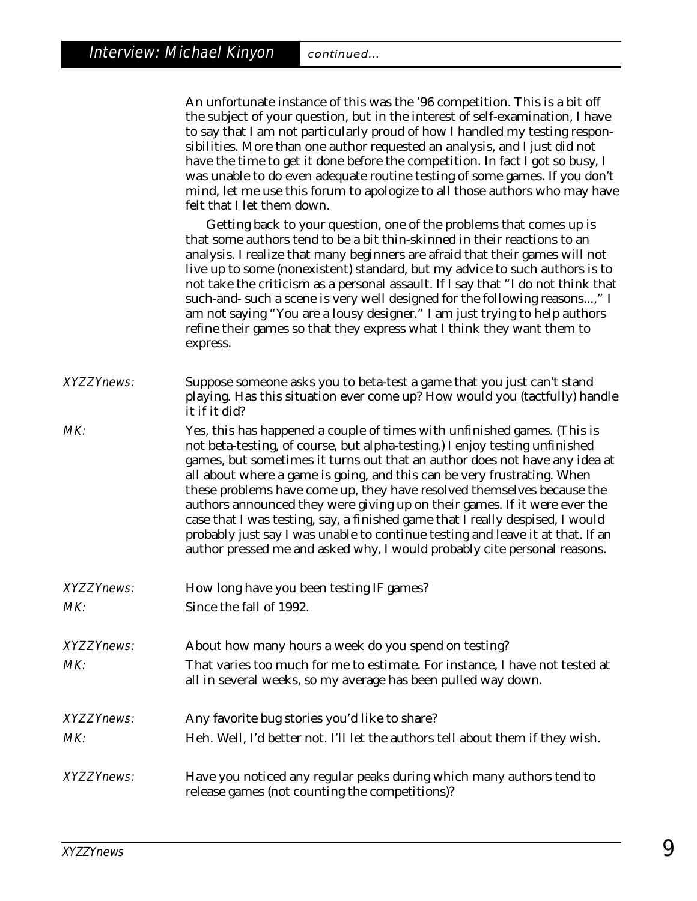An unfortunate instance of this was the '96 competition. This is a bit off the subject of your question, but in the interest of self-examination, I have to say that I am not particularly proud of how I handled my testing responsibilities. More than one author requested an analysis, and I just did not have the time to get it done before the competition. In fact I got so busy, I was unable to do even adequate routine testing of some games. If you don't mind, let me use this forum to apologize to all those authors who may have felt that I let them down.

Getting back to your question, one of the problems that comes up is that some authors tend to be a bit thin-skinned in their reactions to an analysis. I realize that many beginners are afraid that their games will not live up to some (nonexistent) standard, but my advice to such authors is to not take the criticism as a personal assault. If I say that "I do not think that such-and- such a scene is very well designed for the following reasons...," I am not saying "You are a lousy designer." I am just trying to help authors refine their games so that they express what I think they want them to express.

*XYZZYnews:* Suppose someone asks you to beta-test a game that you just can't stand playing. Has this situation ever come up? How would you (tactfully) handle it if it did?

*MK:* Yes, this has happened a couple of times with unfinished games. (This is not beta-testing, of course, but alpha-testing.) I enjoy testing unfinished games, but sometimes it turns out that an author does not have any idea at all about where a game is going, and this can be very frustrating. When these problems have come up, they have resolved themselves because the authors announced they were giving up on their games. If it were ever the case that I was testing, say, a finished game that I really despised, I would probably just say I was unable to continue testing and leave it at that. If an author pressed me and asked why, I would probably cite personal reasons.

*XYZZYnews:* How long have you been testing IF games?

*MK:* Since the fall of 1992.

*XYZZYnews:* About how many hours a week do you spend on testing?

*MK:* That varies too much for me to estimate. For instance, I have not tested at all in several weeks, so my average has been pulled way down.

*XYZZYnews:* Any favorite bug stories you'd like to share?

*MK:* Heh. Well, I'd better not. I'll let the authors tell about them if they wish.

*XYZZYnews:* Have you noticed any regular peaks during which many authors tend to release games (not counting the competitions)?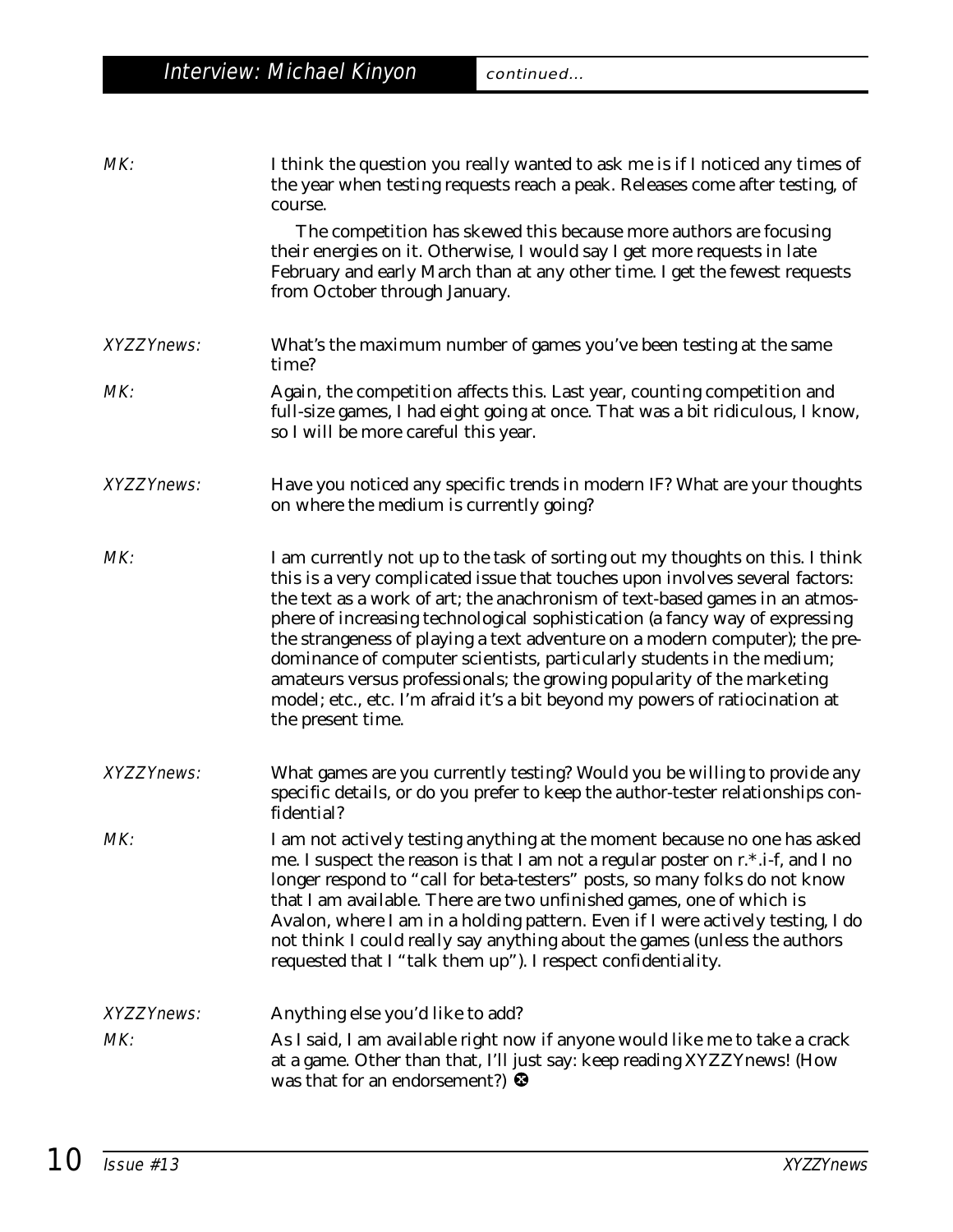## Interview: Michael Kinyon *continued...*

*MK:* I think the question you really wanted to ask me is if I noticed any times of the year when testing requests reach a peak. Releases come after testing, of course.

The competition has skewed this because more authors are focusing their energies on it. Otherwise, I would say I get more requests in late February and early March than at any other time. I get the fewest requests from October through January.

*XYZZYnews:* What's the maximum number of games you've been testing at the same time?

*MK:* Again, the competition affects this. Last year, counting competition and full-size games, I had eight going at once. That was a bit ridiculous, I know, so I will be more careful this year.

*XYZZYnews:* Have you noticed any specific trends in modern IF? What are your thoughts on where the medium is currently going?

*MK:* I am currently not up to the task of sorting out my thoughts on this. I think this is a very complicated issue that touches upon involves several factors: the text as a work of art; the anachronism of text-based games in an atmosphere of increasing technological sophistication (a fancy way of expressing the strangeness of playing a text adventure on a modern computer); the predominance of computer scientists, particularly students in the medium; amateurs versus professionals; the growing popularity of the marketing model; etc., etc. I'm afraid it's a bit beyond my powers of ratiocination at the present time.

*XYZZYnews:* What games are you currently testing? Would you be willing to provide any specific details, or do you prefer to keep the author-tester relationships confidential?

*MK:* I am not actively testing anything at the moment because no one has asked me. I suspect the reason is that I am not a regular poster on r.*.i-f, and I no longer respond to "call for beta-testers" posts, so many folks do not know that I am available. There are two unfinished games, one of which is Avalon, where I am in a holding pattern. Even if I were actively testing, I do not think I could really say anything about the games (unless the authors requested that I "talk them up"). I respect confidentiality.

*XYZZYnews:* Anything else you'd like to add?

*MK:* As I said, I am available right now if anyone would like me to take a crack at a game. Other than that, I'll just say: keep reading XYZZYnews! (How was that for an endorsement?) ❂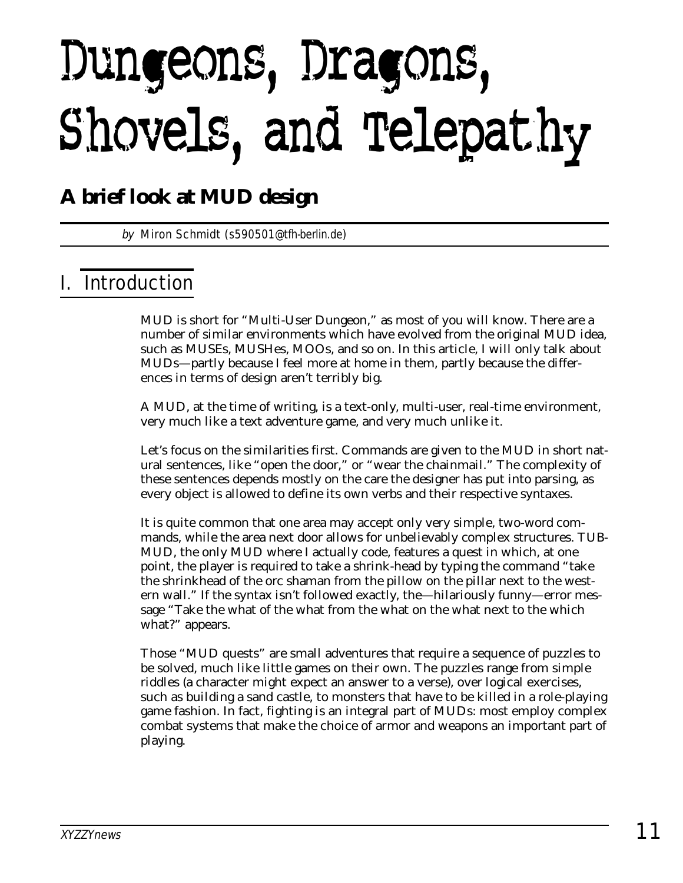# Dungeons, Dragons, Shovels, and Telepathy

## A brief look at MUD design

*by* Miron Schmidt (s590501@tfh-berlin.de)

## I. Introduction

MUD is short for "Multi-User Dungeon," as most of you will know. There are a number of similar environments which have evolved from the original MUD idea, such as MUSEs, MUSHes, MOOs, and so on. In this article, I will only talk about MUDs—partly because I feel more at home in them, partly because the differences in terms of design aren't terribly big.

A MUD, at the time of writing, is a text-only, multi-user, real-time environment, very much like a text adventure game, and very much unlike it.

Let's focus on the similarities first. Commands are given to the MUD in short natural sentences, like "open the door," or "wear the chainmail." The complexity of these sentences depends mostly on the care the designer has put into parsing, as every object is allowed to define its own verbs and their respective syntaxes.

It is quite common that one area may accept only very simple, two-word commands, while the area next door allows for unbelievably complex structures. TUB-MUD, the only MUD where I actually code, features a quest in which, at one point, the player is required to take a shrink-head by typing the command "take the shrinkhead of the orc shaman from the pillow on the pillar next to the western wall." If the syntax isn't followed exactly, the—hilariously funny—error message "Take the what of the what from the what on the what next to the which what?" appears.

Those "MUD quests" are small adventures that require a sequence of puzzles to be solved, much like little games on their own. The puzzles range from simple riddles (a character might expect an answer to a verse), over logical exercises, such as building a sand castle, to monsters that have to be killed in a role-playing game fashion. In fact, fighting is an integral part of MUDs: most employ complex combat systems that make the choice of armor and weapons an important part of playing.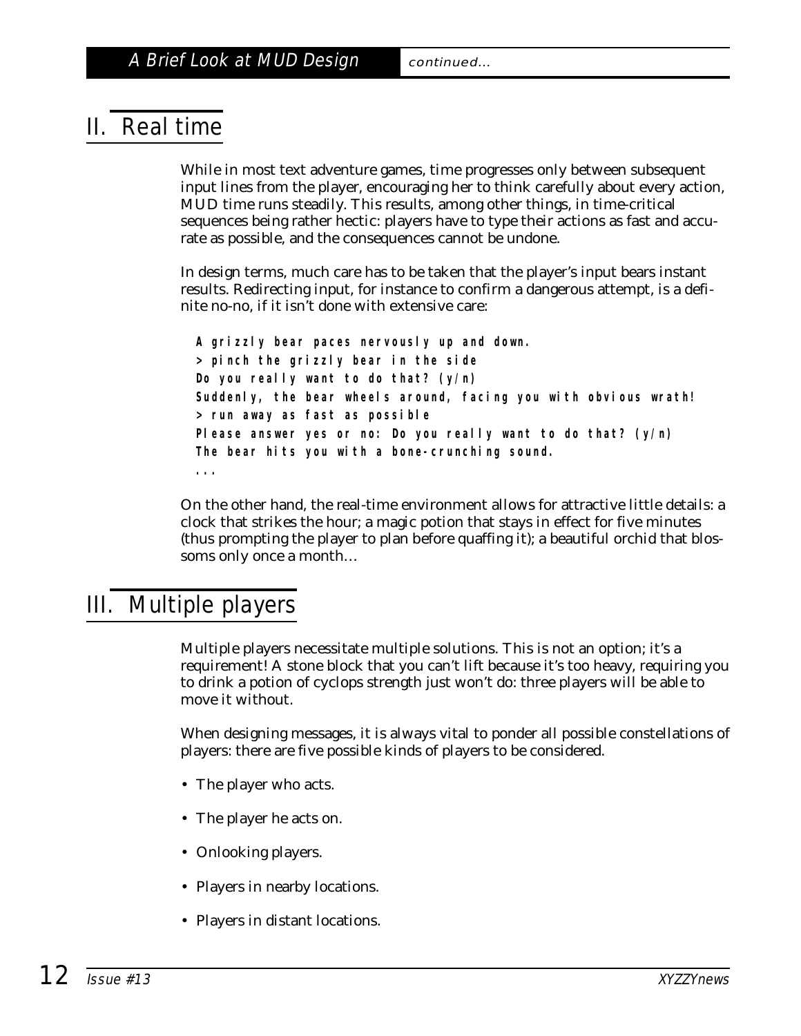## II. Real time

While in most text adventure games, time progresses only between subsequent input lines from the player, encouraging her to think carefully about every action, MUD time runs steadily. This results, among other things, in time-critical sequences being rather hectic: players have to type their actions as fast and accurate as possible, and the consequences cannot be undone.

In design terms, much care has to be taken that the player's input bears instant results. Redirecting input, for instance to confirm a dangerous attempt, is a definite no-no, if it isn't done with extensive care:

```
A grizzly bear paces nervously up and down.
> pinch the grizzly bear in the side
Do you really want to do that? (y/n)
Suddenly, the bear wheels around, facing you with obvious wrath!
> run away as fast as possible
Please answer yes or no: Do you really want to do that? (y/n)
The bear hits you with a bone-crunching sound.
...
```

On the other hand, the real-time environment allows for attractive little details: a clock that strikes the hour; a magic potion that stays in effect for five minutes (thus prompting the player to plan before quaffing it); a beautiful orchid that blossoms only once a month…

## III. Multiple players

Multiple players necessitate multiple solutions. This is not an option; it's a requirement! A stone block that you can't lift because it's too heavy, requiring you to drink a potion of cyclops strength just won't do: three players will be able to move it without.

When designing messages, it is always vital to ponder all possible constellations of players: there are five possible kinds of players to be considered.

- The player who acts.
- The player he acts on.
- Onlooking players.
- Players in nearby locations.
- Players in distant locations.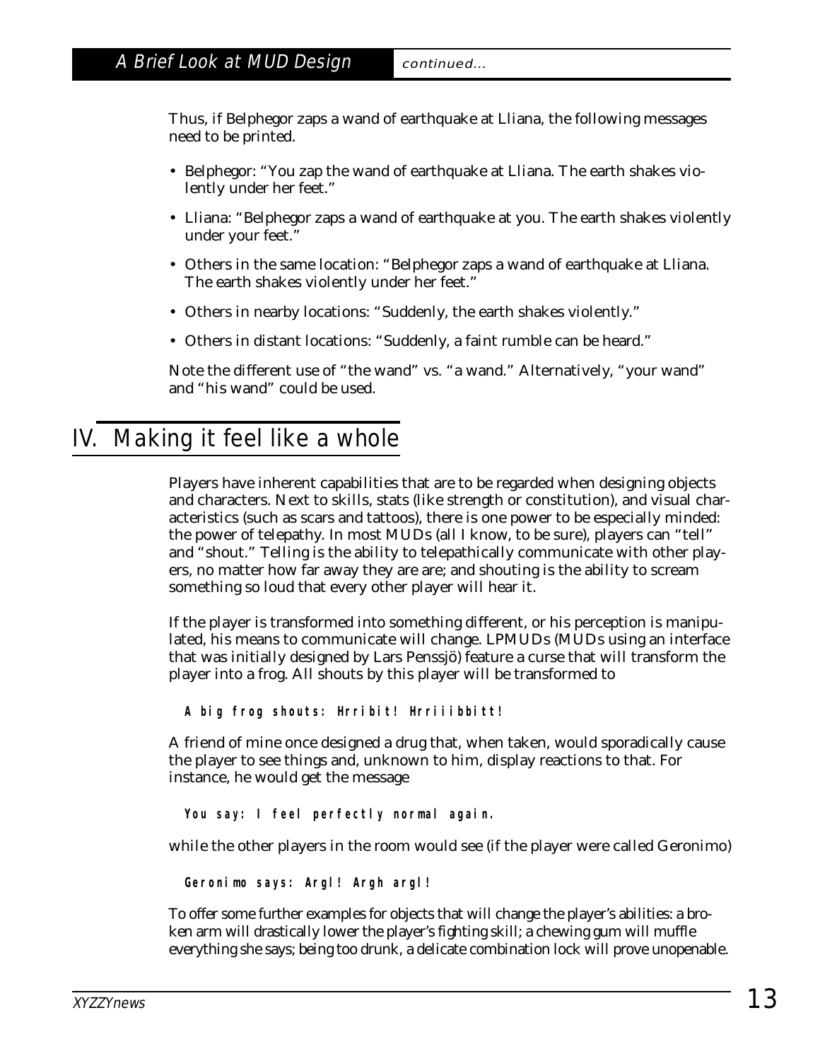Thus, if Belphegor zaps a wand of earthquake at Lliana, the following messages need to be printed.

- Belphegor: “You zap the wand of earthquake at Lliana. The earth shakes violently under her feet.”
- Lliana: “Belphegor zaps a wand of earthquake at you. The earth shakes violently under your feet.”
- Others in the same location: “Belphegor zaps a wand of earthquake at Lliana. The earth shakes violently under her feet.”
- Others in nearby locations: “Suddenly, the earth shakes violently.”
- Others in distant locations: “Suddenly, a faint rumble can be heard.”

Note the different use of “the wand” vs. “a wand.” Alternatively, “your wand” and “his wand” could be used.

## IV. Making it feel like a whole

Players have inherent capabilities that are to be regarded when designing objects and characters. Next to skills, stats (like strength or constitution), and visual characteristics (such as scars and tattoos), there is one power to be especially minded: the power of telepathy. In most MUDs (all I know, to be sure), players can “tell” and “shout.” Telling is the ability to telepathically communicate with other players, no matter how far away they are are; and shouting is the ability to scream something so loud that every other player will hear it.

If the player is transformed into something different, or his perception is manipulated, his means to communicate will change. LPMUDs (MUDs using an interface that was initially designed by Lars Penssjö) feature a curse that will transform the player into a frog. All shouts by this player will be transformed to

```
A big frog shouts: Hrribit! Hrriiibbitt!
```

A friend of mine once designed a drug that, when taken, would sporadically cause the player to see things and, unknown to him, display reactions to that. For instance, he would get the message

```
You say: I feel perfectly normal again.
```

while the other players in the room would see (if the player were called Geronimo)

```
Geronimo says: Argl! Argh argl!
```

To offer some further examples for objects that will change the player’s abilities: a broken arm will drastically lower the player’s fighting skill; a chewing gum will muffle everything she says; being too drunk, a delicate combination lock will prove unopenable.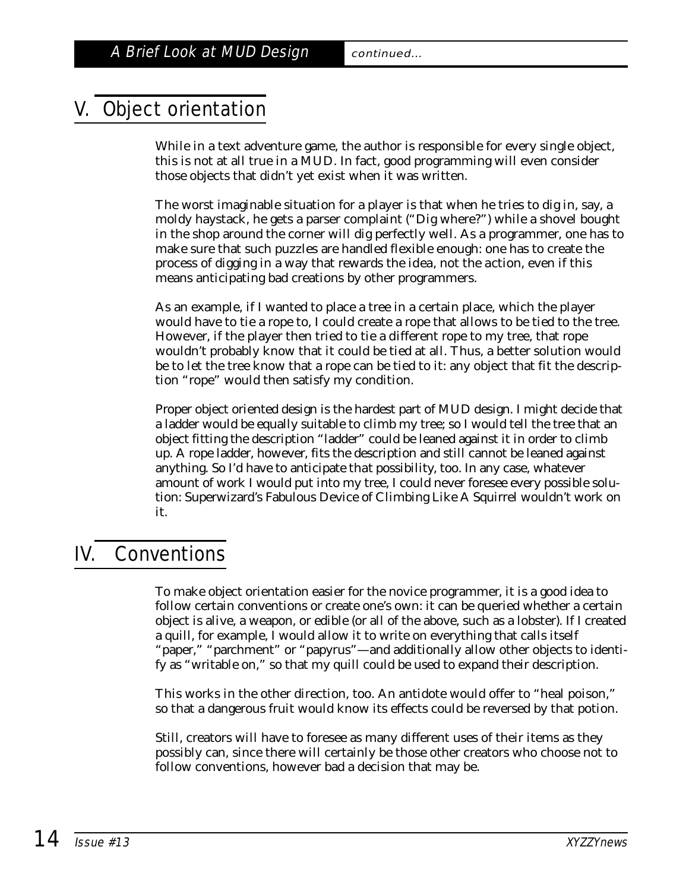## V. Object orientation

While in a text adventure game, the author is responsible for every single object, this is not at all true in a MUD. In fact, good programming will even consider those objects that didn't yet exist when it was written.

The worst imaginable situation for a player is that when he tries to dig in, say, a moldy haystack, he gets a parser complaint ("Dig where?") while a shovel bought in the shop around the corner will dig perfectly well. As a programmer, one has to make sure that such puzzles are handled flexible enough: one has to create the process of digging in a way that rewards the idea, not the action, even if this means anticipating bad creations by other programmers.

As an example, if I wanted to place a tree in a certain place, which the player would have to tie a rope to, I could create a rope that allows to be tied to the tree. However, if the player then tried to tie a different rope to my tree, that rope wouldn't probably know that it could be tied at all. Thus, a better solution would be to let the tree know that a rope can be tied to it: any object that fit the description "rope" would then satisfy my condition.

Proper object oriented design is the hardest part of MUD design. I might decide that a ladder would be equally suitable to climb my tree; so I would tell the tree that an object fitting the description "ladder" could be leaned against it in order to climb up. A rope ladder, however, fits the description and still cannot be leaned against anything. So I'd have to anticipate that possibility, too. In any case, whatever amount of work I would put into my tree, I could never foresee every possible solution: Superwizard's Fabulous Device of Climbing Like A Squirrel wouldn't work on it.

## IV. Conventions

To make object orientation easier for the novice programmer, it is a good idea to follow certain conventions or create one's own: it can be queried whether a certain object is alive, a weapon, or edible (or all of the above, such as a lobster). If I created a quill, for example, I would allow it to write on everything that calls itself "paper," "parchment" or "papyrus"—and additionally allow other objects to identify as "writable on," so that my quill could be used to expand their description.

This works in the other direction, too. An antidote would offer to "heal poison," so that a dangerous fruit would know its effects could be reversed by that potion.

Still, creators will have to foresee as many different uses of their items as they possibly can, since there will certainly be those other creators who choose not to follow conventions, however bad a decision that may be.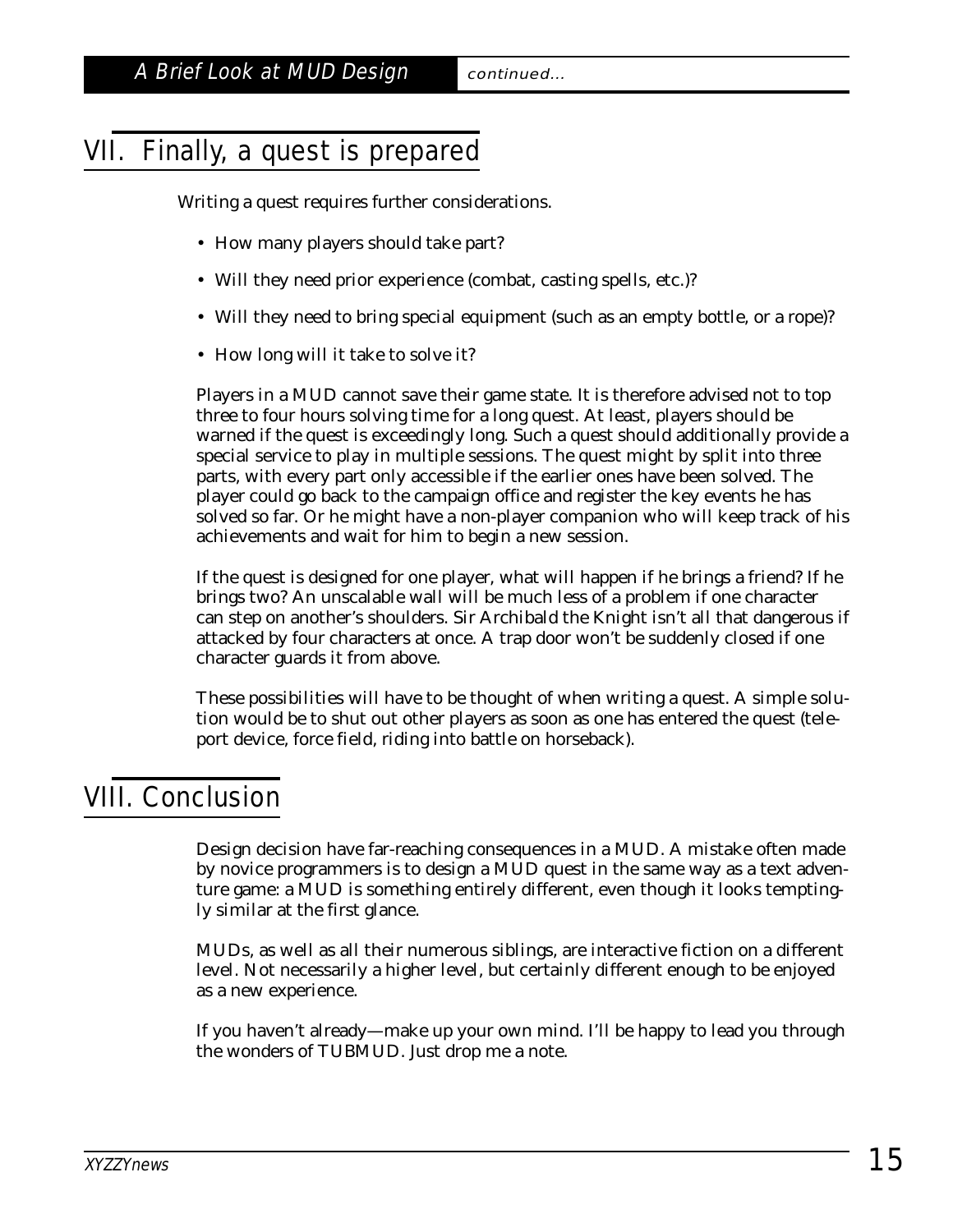## VII. Finally, a quest is prepared

Writing a quest requires further considerations.

- How many players should take part?
- Will they need prior experience (combat, casting spells, etc.)?
- Will they need to bring special equipment (such as an empty bottle, or a rope)?
- How long will it take to solve it?

Players in a MUD cannot save their game state. It is therefore advised not to top three to four hours solving time for a long quest. At least, players should be warned if the quest is exceedingly long. Such a quest should additionally provide a special service to play in multiple sessions. The quest might by split into three parts, with every part only accessible if the earlier ones have been solved. The player could go back to the campaign office and register the key events he has solved so far. Or he might have a non-player companion who will keep track of his achievements and wait for him to begin a new session.

If the quest is designed for one player, what will happen if he brings a friend? If he brings two? An unscalable wall will be much less of a problem if one character can step on another's shoulders. Sir Archibald the Knight isn't all that dangerous if attacked by four characters at once. A trap door won't be suddenly closed if one character guards it from above.

These possibilities will have to be thought of when writing a quest. A simple solution would be to shut out other players as soon as one has entered the quest (teleport device, force field, riding into battle on horseback).

## VIII. Conclusion

Design decision have far-reaching consequences in a MUD. A mistake often made by novice programmers is to design a MUD quest in the same way as a text adventure game: a MUD is something entirely different, even though it looks temptingly similar at the first glance.

MUDs, as well as all their numerous siblings, are interactive fiction on a different level. Not necessarily a higher level, but certainly different enough to be enjoyed as a new experience.

If you haven't already—make up your own mind. I'll be happy to lead you through the wonders of TUBMUD. Just drop me a note.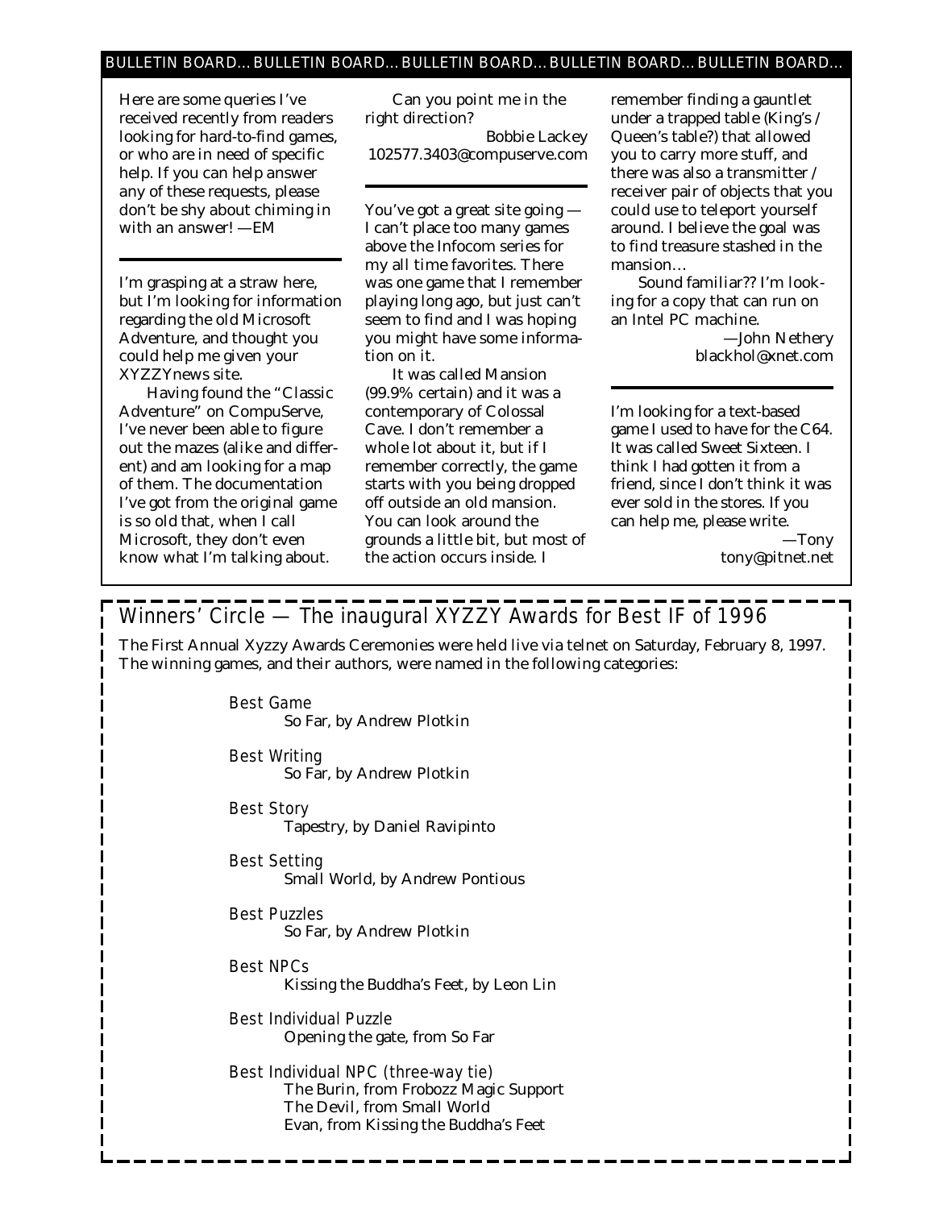BULLETIN BOARD… BULLETIN BOARD… BULLETIN BOARD… BULLETIN BOARD… BULLETIN BOARD…

Here are some queries I've received recently from readers looking for hard-to-find games, or who are in need of specific help. If you can help answer any of these requests, please don't be shy about chiming in with an answer! —EM

---

I'm grasping at a straw here, but I'm looking for information regarding the old Microsoft Adventure, and thought you could help me given your XYZZYnews site.

Having found the "Classic Adventure" on CompuServe, I've never been able to figure out the mazes (alike and different) and am looking for a map of them. The documentation I've got from the original game is so old that, when I call Microsoft, they don't even know what I'm talking about.

Can you point me in the right direction?

Bobbie Lackey
102577.3403@compuserve.com

---

You've got a great site going — I can't place too many games above the Infocom series for my all time favorites. There was one game that I remember playing long ago, but just can't seem to find and I was hoping you might have some information on it.

It was called Mansion (99.9% certain) and it was a contemporary of Colossal Cave. I don't remember a whole lot about it, but if I remember correctly, the game starts with you being dropped off outside an old mansion. You can look around the grounds a little bit, but most of the action occurs inside. I remember finding a gauntlet under a trapped table (King's / Queen's table?) that allowed you to carry more stuff, and there was also a transmitter / receiver pair of objects that you could use to teleport yourself around. I believe the goal was to find treasure stashed in the mansion…

Sound familiar?? I'm looking for a copy that can run on an Intel PC machine.

—John Nethery
blackhol@xnet.com

---

I'm looking for a text-based game I used to have for the C64. It was called Sweet Sixteen. I think I had gotten it from a friend, since I don't think it was ever sold in the stores. If you can help me, please write.

—Tony
tony@pitnet.net

---

## Winners' Circle — The inaugural XYZZY Awards for Best IF of 1996

The First Annual Xyzzy Awards Ceremonies were held live via telnet on Saturday, February 8, 1997. The winning games, and their authors, were named in the following categories:

*Best Game*
So Far, by Andrew Plotkin

*Best Writing*
So Far, by Andrew Plotkin

*Best Story*
Tapestry, by Daniel Ravipinto

*Best Setting*
Small World, by Andrew Pontious

*Best Puzzles*
So Far, by Andrew Plotkin

*Best NPCs*
Kissing the Buddha's Feet, by Leon Lin

*Best Individual Puzzle*
Opening the gate, from So Far

*Best Individual NPC (three-way tie)*
The Burin, from Frobozz Magic Support
The Devil, from Small World
Evan, from Kissing the Buddha's Feet